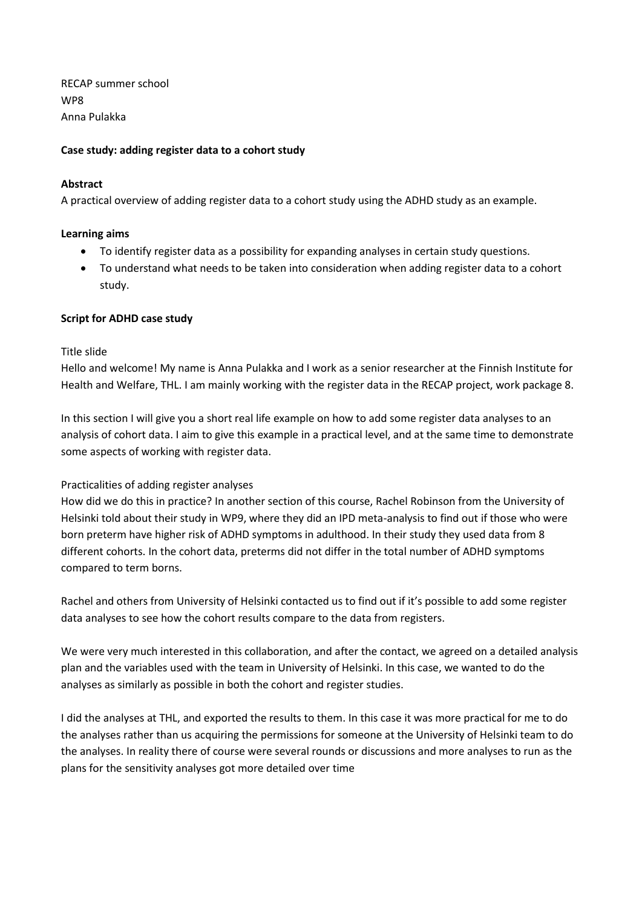RECAP summer school
WP8
Anna Pulakka

**Case study: adding register data to a cohort study**

**Abstract**
A practical overview of adding register data to a cohort study using the ADHD study as an example.

**Learning aims**

- To identify register data as a possibility for expanding analyses in certain study questions.
- To understand what needs to be taken into consideration when adding register data to a cohort study.

**Script for ADHD case study**

Title slide
Hello and welcome! My name is Anna Pulakka and I work as a senior researcher at the Finnish Institute for Health and Welfare, THL. I am mainly working with the register data in the RECAP project, work package 8.

In this section I will give you a short real life example on how to add some register data analyses to an analysis of cohort data. I aim to give this example in a practical level, and at the same time to demonstrate some aspects of working with register data.

Practicalities of adding register analyses
How did we do this in practice? In another section of this course, Rachel Robinson from the University of Helsinki told about their study in WP9, where they did an IPD meta-analysis to find out if those who were born preterm have higher risk of ADHD symptoms in adulthood. In their study they used data from 8 different cohorts. In the cohort data, preterms did not differ in the total number of ADHD symptoms compared to term borns.

Rachel and others from University of Helsinki contacted us to find out if it's possible to add some register data analyses to see how the cohort results compare to the data from registers.

We were very much interested in this collaboration, and after the contact, we agreed on a detailed analysis plan and the variables used with the team in University of Helsinki. In this case, we wanted to do the analyses as similarly as possible in both the cohort and register studies.

I did the analyses at THL, and exported the results to them. In this case it was more practical for me to do the analyses rather than us acquiring the permissions for someone at the University of Helsinki team to do the analyses. In reality there of course were several rounds or discussions and more analyses to run as the plans for the sensitivity analyses got more detailed over time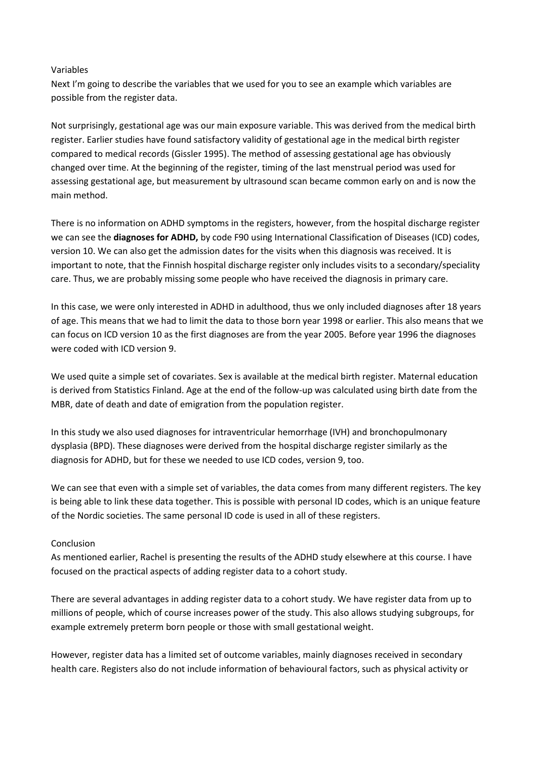## Variables

Next I'm going to describe the variables that we used for you to see an example which variables are possible from the register data.

Not surprisingly, gestational age was our main exposure variable. This was derived from the medical birth register. Earlier studies have found satisfactory validity of gestational age in the medical birth register compared to medical records (Gissler 1995). The method of assessing gestational age has obviously changed over time. At the beginning of the register, timing of the last menstrual period was used for assessing gestational age, but measurement by ultrasound scan became common early on and is now the main method.

There is no information on ADHD symptoms in the registers, however, from the hospital discharge register we can see the **diagnoses for ADHD,** by code F90 using International Classification of Diseases (ICD) codes, version 10. We can also get the admission dates for the visits when this diagnosis was received. It is important to note, that the Finnish hospital discharge register only includes visits to a secondary/speciality care. Thus, we are probably missing some people who have received the diagnosis in primary care.

In this case, we were only interested in ADHD in adulthood, thus we only included diagnoses after 18 years of age. This means that we had to limit the data to those born year 1998 or earlier. This also means that we can focus on ICD version 10 as the first diagnoses are from the year 2005. Before year 1996 the diagnoses were coded with ICD version 9.

We used quite a simple set of covariates. Sex is available at the medical birth register. Maternal education is derived from Statistics Finland. Age at the end of the follow-up was calculated using birth date from the MBR, date of death and date of emigration from the population register.

In this study we also used diagnoses for intraventricular hemorrhage (IVH) and bronchopulmonary dysplasia (BPD). These diagnoses were derived from the hospital discharge register similarly as the diagnosis for ADHD, but for these we needed to use ICD codes, version 9, too.

We can see that even with a simple set of variables, the data comes from many different registers. The key is being able to link these data together. This is possible with personal ID codes, which is an unique feature of the Nordic societies. The same personal ID code is used in all of these registers.

## Conclusion

As mentioned earlier, Rachel is presenting the results of the ADHD study elsewhere at this course. I have focused on the practical aspects of adding register data to a cohort study.

There are several advantages in adding register data to a cohort study. We have register data from up to millions of people, which of course increases power of the study. This also allows studying subgroups, for example extremely preterm born people or those with small gestational weight.

However, register data has a limited set of outcome variables, mainly diagnoses received in secondary health care. Registers also do not include information of behavioural factors, such as physical activity or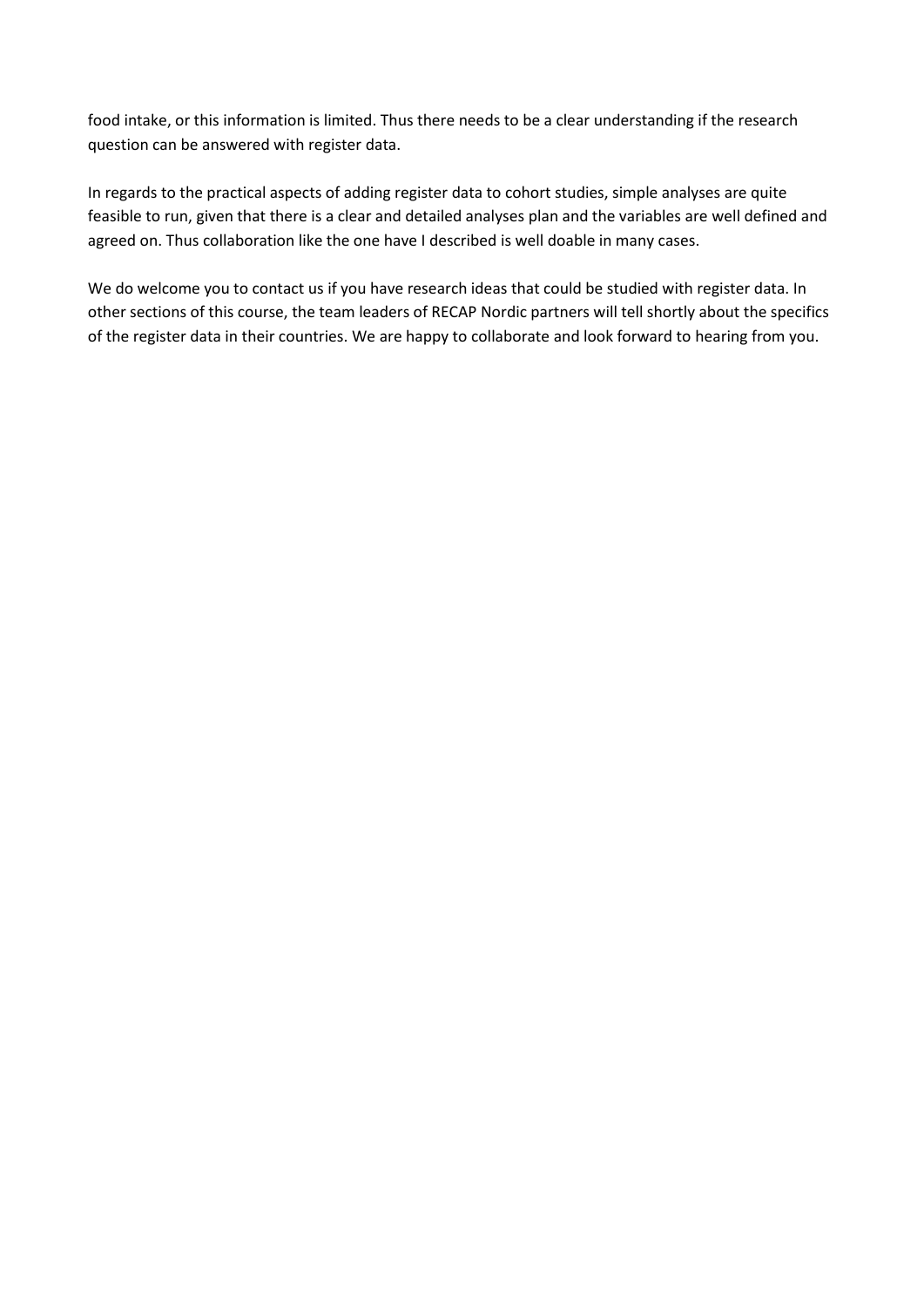food intake, or this information is limited. Thus there needs to be a clear understanding if the research question can be answered with register data.

In regards to the practical aspects of adding register data to cohort studies, simple analyses are quite feasible to run, given that there is a clear and detailed analyses plan and the variables are well defined and agreed on. Thus collaboration like the one have I described is well doable in many cases.

We do welcome you to contact us if you have research ideas that could be studied with register data. In other sections of this course, the team leaders of RECAP Nordic partners will tell shortly about the specifics of the register data in their countries. We are happy to collaborate and look forward to hearing from you.